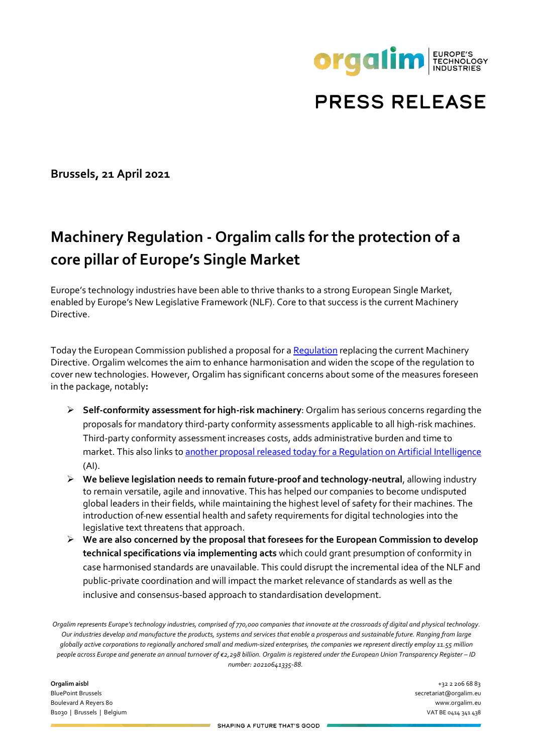PRESS RELEASE

**Brussels, 21 April 2021**

# Machinery Regulation - Orgalim calls for the protection of a core pillar of Europe's Single Market

Europe's technology industries have been able to thrive thanks to a strong European Single Market, enabled by Europe's New Legislative Framework (NLF). Core to that success is the current Machinery Directive.

Today the European Commission published a proposal for a Regulation replacing the current Machinery Directive. Orgalim welcomes the aim to enhance harmonisation and widen the scope of the regulation to cover new technologies. However, Orgalim has significant concerns about some of the measures foreseen in the package, notably**:**

- **Self-conformity assessment for high-risk machinery**: Orgalim has serious concerns regarding the proposals for mandatory third-party conformity assessments applicable to all high-risk machines. Third-party conformity assessment increases costs, adds administrative burden and time to market. This also links to another proposal released today for a Regulation on Artificial Intelligence (AI).
- **We believe legislation needs to remain future-proof and technology-neutral**, allowing industry to remain versatile, agile and innovative. This has helped our companies to become undisputed global leaders in their fields, while maintaining the highest level of safety for their machines. The introduction of new essential health and safety requirements for digital technologies into the legislative text threatens that approach.
- **We are also concerned by the proposal that foresees for the European Commission to develop technical specifications via implementing acts** which could grant presumption of conformity in case harmonised standards are unavailable. This could disrupt the incremental idea of the NLF and public-private coordination and will impact the market relevance of standards as well as the inclusive and consensus-based approach to standardisation development.

*Orgalim represents Europe's technology industries, comprised of 770,000 companies that innovate at the crossroads of digital and physical technology. Our industries develop and manufacture the products, systems and services that enable a prosperous and sustainable future. Ranging from large globally active corporations to regionally anchored small and medium-sized enterprises, the companies we represent directly employ 11.55 million people across Europe and generate an annual turnover of €2,298 billion. Orgalim is registered under the European Union Transparency Register – ID number: 20210641335-88.*

**Orgalim aisbl**
BluePoint Brussels
Boulevard A Reyers 80
B1030 | Brussels | Belgium

+32 2 206 68 83
secretariat@orgalim.eu
www.orgalim.eu
VAT BE 0414 341 438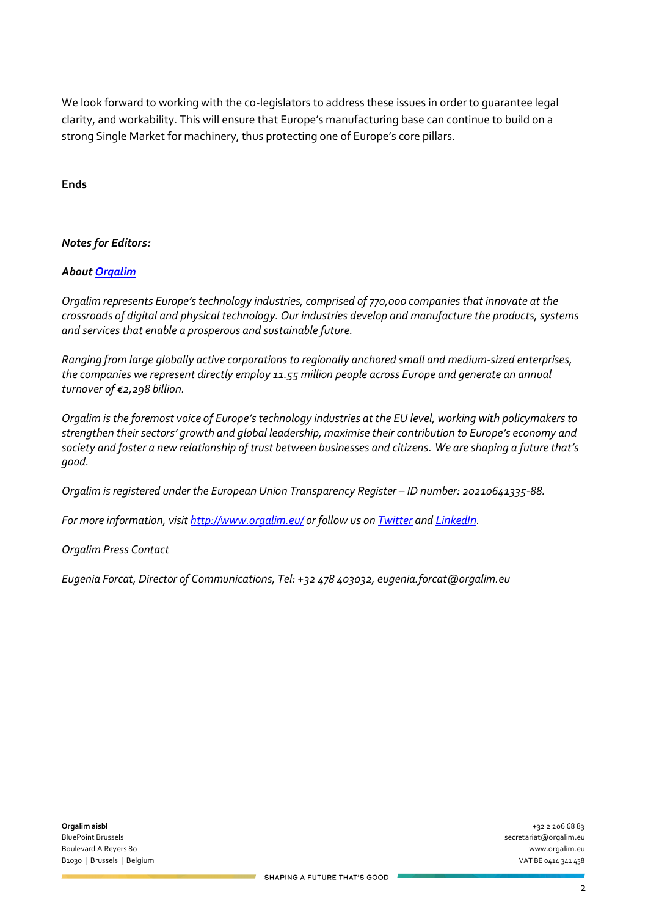We look forward to working with the co-legislators to address these issues in order to guarantee legal clarity, and workability. This will ensure that Europe's manufacturing base can continue to build on a strong Single Market for machinery, thus protecting one of Europe's core pillars.

**Ends**

***Notes for Editors:***

***About [Orgalim](http://www.orgalim.eu/)***

*Orgalim represents Europe's technology industries, comprised of 770,000 companies that innovate at the crossroads of digital and physical technology. Our industries develop and manufacture the products, systems and services that enable a prosperous and sustainable future.*

*Ranging from large globally active corporations to regionally anchored small and medium-sized enterprises, the companies we represent directly employ 11.55 million people across Europe and generate an annual turnover of €2,298 billion.*

*Orgalim is the foremost voice of Europe's technology industries at the EU level, working with policymakers to strengthen their sectors' growth and global leadership, maximise their contribution to Europe's economy and society and foster a new relationship of trust between businesses and citizens. We are shaping a future that's good.*

*Orgalim is registered under the European Union Transparency Register – ID number: 20210641335-88.*

*For more information, visit [http://www.orgalim.eu/](http://www.orgalim.eu/) or follow us on [Twitter](https://twitter.com/) and [LinkedIn](https://www.linkedin.com/).*

*Orgalim Press Contact*

*Eugenia Forcat, Director of Communications, Tel: +32 478 403032, eugenia.forcat@orgalim.eu*

**Orgalim aisbl**
BluePoint Brussels
Boulevard A Reyers 80
B1030 | Brussels | Belgium

+32 2 206 68 83
secretariat@orgalim.eu
www.orgalim.eu
VAT BE 0414 341 438

SHAPING A FUTURE THAT'S GOOD